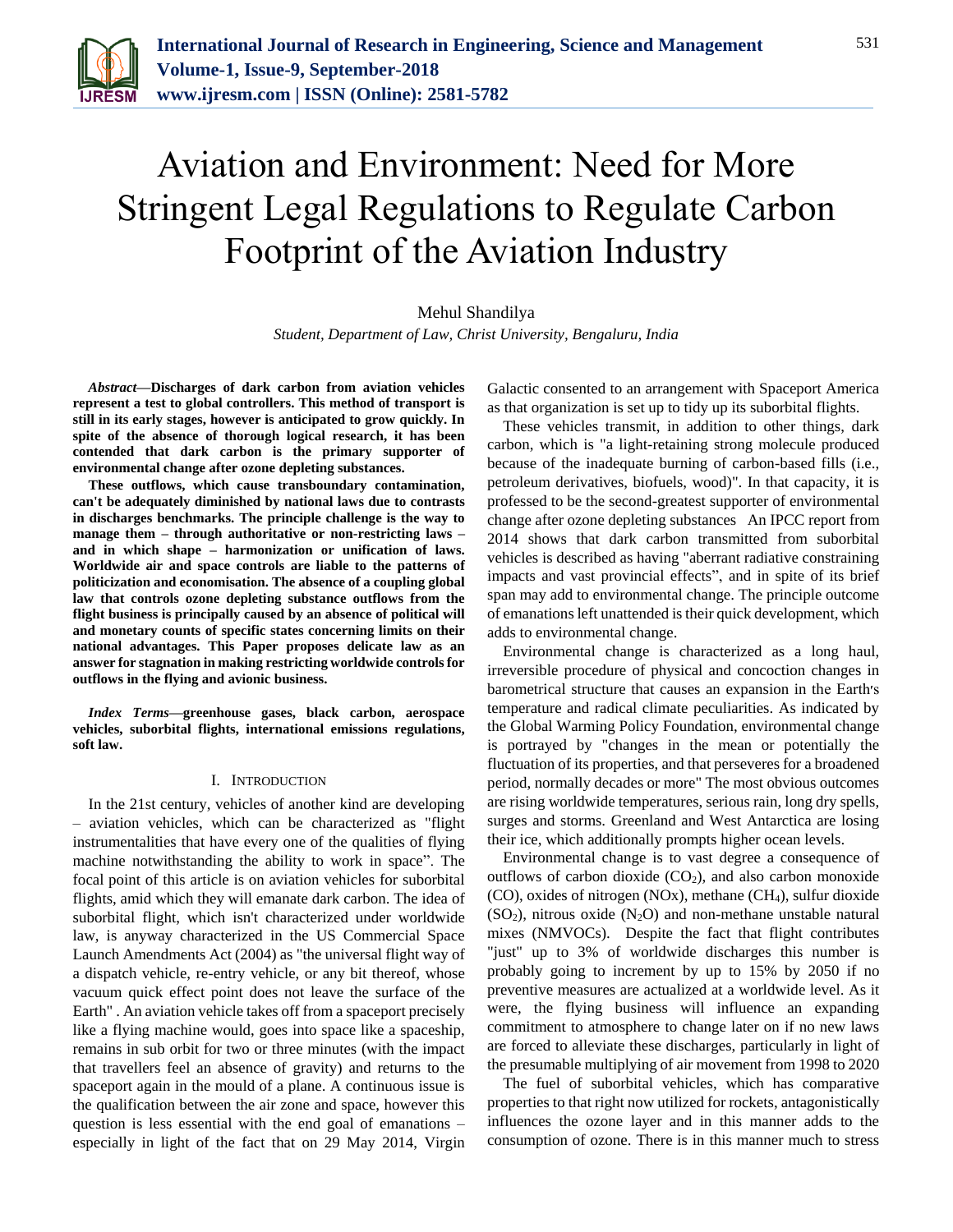# Aviation and Environment: Need for More Stringent Legal Regulations to Regulate Carbon Footprint of the Aviation Industry

Mehul Shandilya

*Student, Department of Law, Christ University, Bengaluru, India*

***Abstract*—Discharges of dark carbon from aviation vehicles represent a test to global controllers. This method of transport is still in its early stages, however is anticipated to grow quickly. In spite of the absence of thorough logical research, it has been contended that dark carbon is the primary supporter of environmental change after ozone depleting substances.**

**These outflows, which cause transboundary contamination, can't be adequately diminished by national laws due to contrasts in discharges benchmarks. The principle challenge is the way to manage them – through authoritative or non-restricting laws – and in which shape – harmonization or unification of laws. Worldwide air and space controls are liable to the patterns of politicization and economisation. The absence of a coupling global law that controls ozone depleting substance outflows from the flight business is principally caused by an absence of political will and monetary counts of specific states concerning limits on their national advantages. This Paper proposes delicate law as an answer for stagnation in making restricting worldwide controls for outflows in the flying and avionic business.**

***Index Terms*—greenhouse gases, black carbon, aerospace vehicles, suborbital flights, international emissions regulations, soft law.**

## I. Introduction

In the 21st century, vehicles of another kind are developing – aviation vehicles, which can be characterized as "flight instrumentalities that have every one of the qualities of flying machine notwithstanding the ability to work in space". The focal point of this article is on aviation vehicles for suborbital flights, amid which they will emanate dark carbon. The idea of suborbital flight, which isn't characterized under worldwide law, is anyway characterized in the US Commercial Space Launch Amendments Act (2004) as "the universal flight way of a dispatch vehicle, re-entry vehicle, or any bit thereof, whose vacuum quick effect point does not leave the surface of the Earth" . An aviation vehicle takes off from a spaceport precisely like a flying machine would, goes into space like a spaceship, remains in sub orbit for two or three minutes (with the impact that travellers feel an absence of gravity) and returns to the spaceport again in the mould of a plane. A continuous issue is the qualification between the air zone and space, however this question is less essential with the end goal of emanations – especially in light of the fact that on 29 May 2014, Virgin Galactic consented to an arrangement with Spaceport America as that organization is set up to tidy up its suborbital flights.

These vehicles transmit, in addition to other things, dark carbon, which is "a light-retaining strong molecule produced because of the inadequate burning of carbon-based fills (i.e., petroleum derivatives, biofuels, wood)". In that capacity, it is professed to be the second-greatest supporter of environmental change after ozone depleting substances An IPCC report from 2014 shows that dark carbon transmitted from suborbital vehicles is described as having "aberrant radiative constraining impacts and vast provincial effects", and in spite of its brief span may add to environmental change. The principle outcome of emanations left unattended is their quick development, which adds to environmental change.

Environmental change is characterized as a long haul, irreversible procedure of physical and concoction changes in barometrical structure that causes an expansion in the Earth's temperature and radical climate peculiarities. As indicated by the Global Warming Policy Foundation, environmental change is portrayed by "changes in the mean or potentially the fluctuation of its properties, and that perseveres for a broadened period, normally decades or more" The most obvious outcomes are rising worldwide temperatures, serious rain, long dry spells, surges and storms. Greenland and West Antarctica are losing their ice, which additionally prompts higher ocean levels.

Environmental change is to vast degree a consequence of outflows of carbon dioxide ($CO_2$), and also carbon monoxide (CO), oxides of nitrogen (NOx), methane ($CH_4$), sulfur dioxide ($SO_2$), nitrous oxide ($N_2O$) and non-methane unstable natural mixes (NMVOCs). Despite the fact that flight contributes "just" up to 3% of worldwide discharges this number is probably going to increment by up to 15% by 2050 if no preventive measures are actualized at a worldwide level. As it were, the flying business will influence an expanding commitment to atmosphere to change later on if no new laws are forced to alleviate these discharges, particularly in light of the presumable multiplying of air movement from 1998 to 2020

The fuel of suborbital vehicles, which has comparative properties to that right now utilized for rockets, antagonistically influences the ozone layer and in this manner adds to the consumption of ozone. There is in this manner much to stress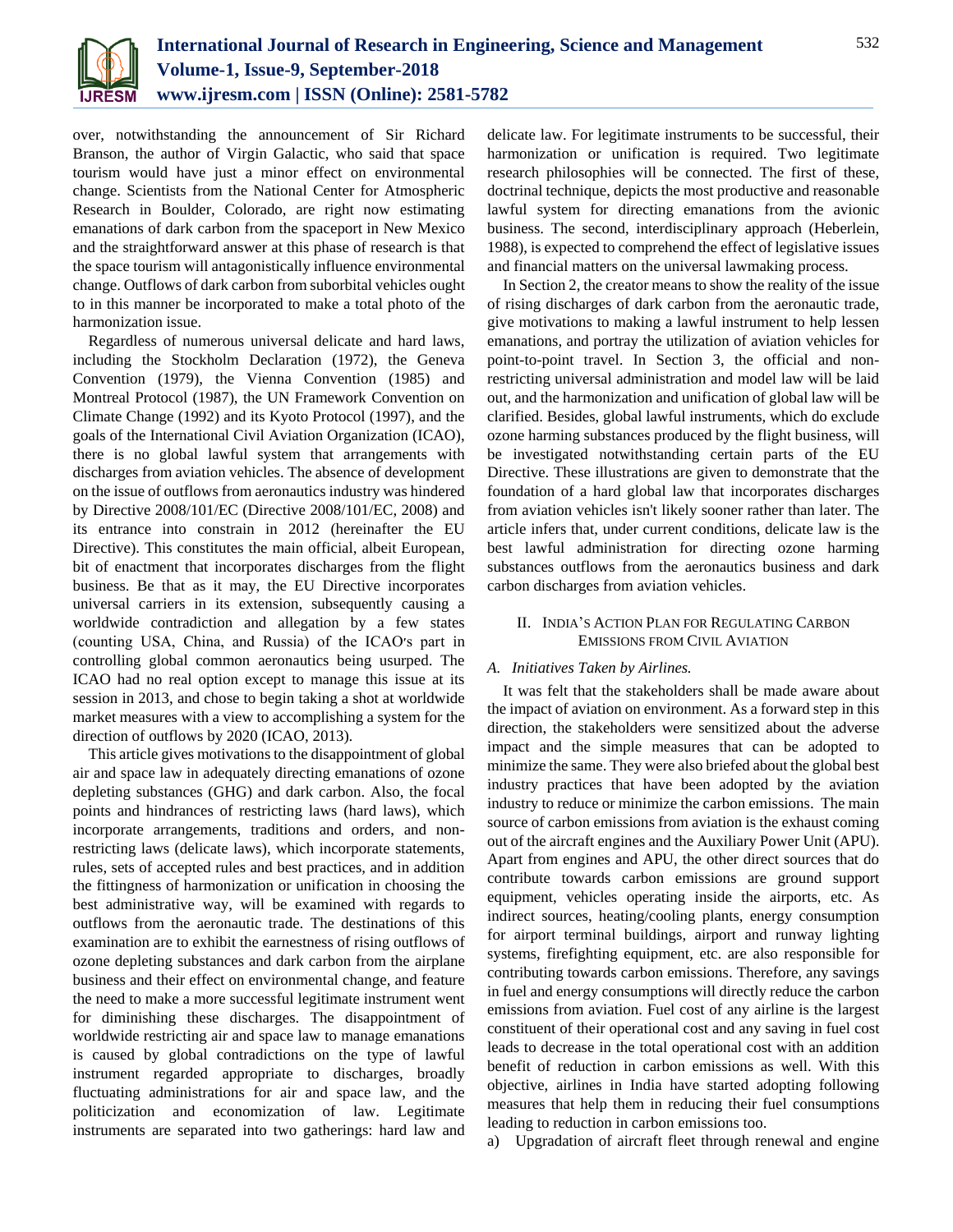over, notwithstanding the announcement of Sir Richard Branson, the author of Virgin Galactic, who said that space tourism would have just a minor effect on environmental change. Scientists from the National Center for Atmospheric Research in Boulder, Colorado, are right now estimating emanations of dark carbon from the spaceport in New Mexico and the straightforward answer at this phase of research is that the space tourism will antagonistically influence environmental change. Outflows of dark carbon from suborbital vehicles ought to in this manner be incorporated to make a total photo of the harmonization issue.

Regardless of numerous universal delicate and hard laws, including the Stockholm Declaration (1972), the Geneva Convention (1979), the Vienna Convention (1985) and Montreal Protocol (1987), the UN Framework Convention on Climate Change (1992) and its Kyoto Protocol (1997), and the goals of the International Civil Aviation Organization (ICAO), there is no global lawful system that arrangements with discharges from aviation vehicles. The absence of development on the issue of outflows from aeronautics industry was hindered by Directive 2008/101/EC (Directive 2008/101/EC, 2008) and its entrance into constrain in 2012 (hereinafter the EU Directive). This constitutes the main official, albeit European, bit of enactment that incorporates discharges from the flight business. Be that as it may, the EU Directive incorporates universal carriers in its extension, subsequently causing a worldwide contradiction and allegation by a few states (counting USA, China, and Russia) of the ICAO's part in controlling global common aeronautics being usurped. The ICAO had no real option except to manage this issue at its session in 2013, and chose to begin taking a shot at worldwide market measures with a view to accomplishing a system for the direction of outflows by 2020 (ICAO, 2013).

This article gives motivations to the disappointment of global air and space law in adequately directing emanations of ozone depleting substances (GHG) and dark carbon. Also, the focal points and hindrances of restricting laws (hard laws), which incorporate arrangements, traditions and orders, and non-restricting laws (delicate laws), which incorporate statements, rules, sets of accepted rules and best practices, and in addition the fittingness of harmonization or unification in choosing the best administrative way, will be examined with regards to outflows from the aeronautic trade. The destinations of this examination are to exhibit the earnestness of rising outflows of ozone depleting substances and dark carbon from the airplane business and their effect on environmental change, and feature the need to make a more successful legitimate instrument went for diminishing these discharges. The disappointment of worldwide restricting air and space law to manage emanations is caused by global contradictions on the type of lawful instrument regarded appropriate to discharges, broadly fluctuating administrations for air and space law, and the politicization and economization of law. Legitimate instruments are separated into two gatherings: hard law and delicate law. For legitimate instruments to be successful, their harmonization or unification is required. Two legitimate research philosophies will be connected. The first of these, doctrinal technique, depicts the most productive and reasonable lawful system for directing emanations from the avionic business. The second, interdisciplinary approach (Heberlein, 1988), is expected to comprehend the effect of legislative issues and financial matters on the universal lawmaking process.

In Section 2, the creator means to show the reality of the issue of rising discharges of dark carbon from the aeronautic trade, give motivations to making a lawful instrument to help lessen emanations, and portray the utilization of aviation vehicles for point-to-point travel. In Section 3, the official and non-restricting universal administration and model law will be laid out, and the harmonization and unification of global law will be clarified. Besides, global lawful instruments, which do exclude ozone harming substances produced by the flight business, will be investigated notwithstanding certain parts of the EU Directive. These illustrations are given to demonstrate that the foundation of a hard global law that incorporates discharges from aviation vehicles isn't likely sooner rather than later. The article infers that, under current conditions, delicate law is the best lawful administration for directing ozone harming substances outflows from the aeronautics business and dark carbon discharges from aviation vehicles.

## II. India's Action Plan for Regulating Carbon Emissions from Civil Aviation

### *A. Initiatives Taken by Airlines.*

It was felt that the stakeholders shall be made aware about the impact of aviation on environment. As a forward step in this direction, the stakeholders were sensitized about the adverse impact and the simple measures that can be adopted to minimize the same. They were also briefed about the global best industry practices that have been adopted by the aviation industry to reduce or minimize the carbon emissions. The main source of carbon emissions from aviation is the exhaust coming out of the aircraft engines and the Auxiliary Power Unit (APU). Apart from engines and APU, the other direct sources that do contribute towards carbon emissions are ground support equipment, vehicles operating inside the airports, etc. As indirect sources, heating/cooling plants, energy consumption for airport terminal buildings, airport and runway lighting systems, firefighting equipment, etc. are also responsible for contributing towards carbon emissions. Therefore, any savings in fuel and energy consumptions will directly reduce the carbon emissions from aviation. Fuel cost of any airline is the largest constituent of their operational cost and any saving in fuel cost leads to decrease in the total operational cost with an addition benefit of reduction in carbon emissions as well. With this objective, airlines in India have started adopting following measures that help them in reducing their fuel consumptions leading to reduction in carbon emissions too.

a) Upgradation of aircraft fleet through renewal and engine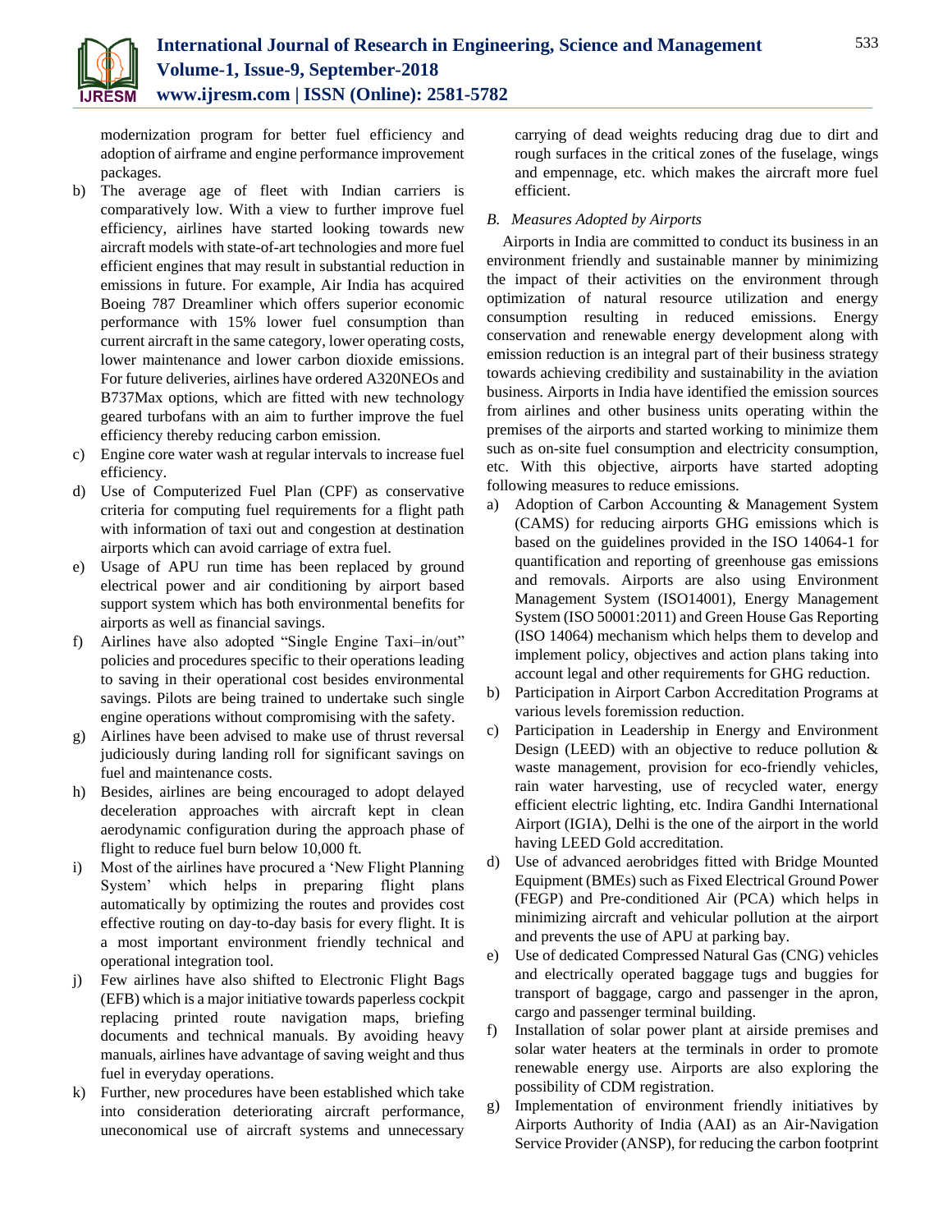modernization program for better fuel efficiency and adoption of airframe and engine performance improvement packages.

b) The average age of fleet with Indian carriers is comparatively low. With a view to further improve fuel efficiency, airlines have started looking towards new aircraft models with state-of-art technologies and more fuel efficient engines that may result in substantial reduction in emissions in future. For example, Air India has acquired Boeing 787 Dreamliner which offers superior economic performance with 15% lower fuel consumption than current aircraft in the same category, lower operating costs, lower maintenance and lower carbon dioxide emissions. For future deliveries, airlines have ordered A320NEOs and B737Max options, which are fitted with new technology geared turbofans with an aim to further improve the fuel efficiency thereby reducing carbon emission.

c) Engine core water wash at regular intervals to increase fuel efficiency.

d) Use of Computerized Fuel Plan (CPF) as conservative criteria for computing fuel requirements for a flight path with information of taxi out and congestion at destination airports which can avoid carriage of extra fuel.

e) Usage of APU run time has been replaced by ground electrical power and air conditioning by airport based support system which has both environmental benefits for airports as well as financial savings.

f) Airlines have also adopted "Single Engine Taxi–in/out" policies and procedures specific to their operations leading to saving in their operational cost besides environmental savings. Pilots are being trained to undertake such single engine operations without compromising with the safety.

g) Airlines have been advised to make use of thrust reversal judiciously during landing roll for significant savings on fuel and maintenance costs.

h) Besides, airlines are being encouraged to adopt delayed deceleration approaches with aircraft kept in clean aerodynamic configuration during the approach phase of flight to reduce fuel burn below 10,000 ft.

i) Most of the airlines have procured a 'New Flight Planning System' which helps in preparing flight plans automatically by optimizing the routes and provides cost effective routing on day-to-day basis for every flight. It is a most important environment friendly technical and operational integration tool.

j) Few airlines have also shifted to Electronic Flight Bags (EFB) which is a major initiative towards paperless cockpit replacing printed route navigation maps, briefing documents and technical manuals. By avoiding heavy manuals, airlines have advantage of saving weight and thus fuel in everyday operations.

k) Further, new procedures have been established which take into consideration deteriorating aircraft performance, uneconomical use of aircraft systems and unnecessary carrying of dead weights reducing drag due to dirt and rough surfaces in the critical zones of the fuselage, wings and empennage, etc. which makes the aircraft more fuel efficient.

### *B. Measures Adopted by Airports*

Airports in India are committed to conduct its business in an environment friendly and sustainable manner by minimizing the impact of their activities on the environment through optimization of natural resource utilization and energy consumption resulting in reduced emissions. Energy conservation and renewable energy development along with emission reduction is an integral part of their business strategy towards achieving credibility and sustainability in the aviation business. Airports in India have identified the emission sources from airlines and other business units operating within the premises of the airports and started working to minimize them such as on-site fuel consumption and electricity consumption, etc. With this objective, airports have started adopting following measures to reduce emissions.

a) Adoption of Carbon Accounting & Management System (CAMS) for reducing airports GHG emissions which is based on the guidelines provided in the ISO 14064-1 for quantification and reporting of greenhouse gas emissions and removals. Airports are also using Environment Management System (ISO14001), Energy Management System (ISO 50001:2011) and Green House Gas Reporting (ISO 14064) mechanism which helps them to develop and implement policy, objectives and action plans taking into account legal and other requirements for GHG reduction.

b) Participation in Airport Carbon Accreditation Programs at various levels foremission reduction.

c) Participation in Leadership in Energy and Environment Design (LEED) with an objective to reduce pollution & waste management, provision for eco-friendly vehicles, rain water harvesting, use of recycled water, energy efficient electric lighting, etc. Indira Gandhi International Airport (IGIA), Delhi is the one of the airport in the world having LEED Gold accreditation.

d) Use of advanced aerobridges fitted with Bridge Mounted Equipment (BMEs) such as Fixed Electrical Ground Power (FEGP) and Pre-conditioned Air (PCA) which helps in minimizing aircraft and vehicular pollution at the airport and prevents the use of APU at parking bay.

e) Use of dedicated Compressed Natural Gas (CNG) vehicles and electrically operated baggage tugs and buggies for transport of baggage, cargo and passenger in the apron, cargo and passenger terminal building.

f) Installation of solar power plant at airside premises and solar water heaters at the terminals in order to promote renewable energy use. Airports are also exploring the possibility of CDM registration.

g) Implementation of environment friendly initiatives by Airports Authority of India (AAI) as an Air-Navigation Service Provider (ANSP), for reducing the carbon footprint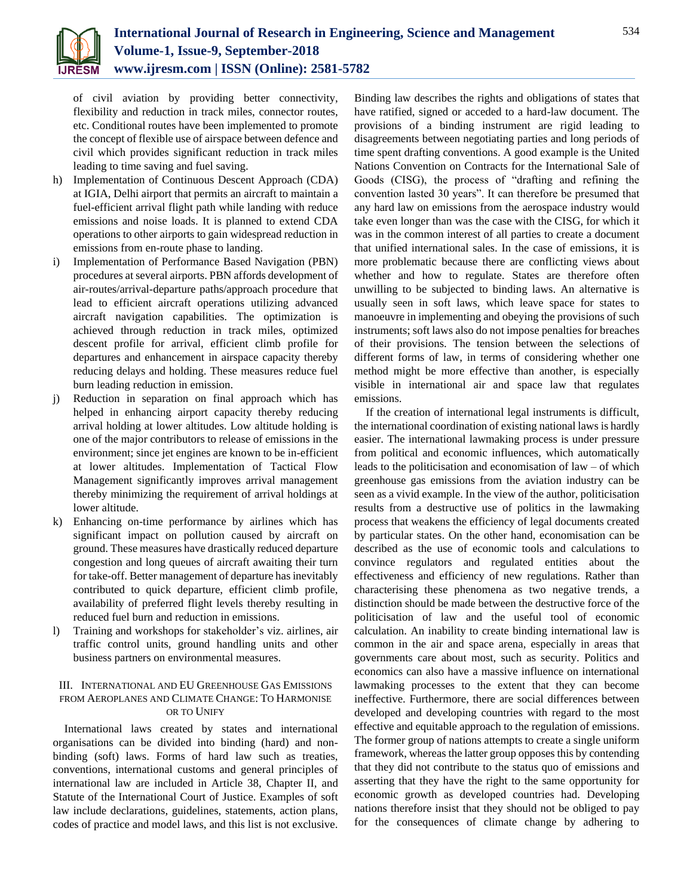of civil aviation by providing better connectivity, flexibility and reduction in track miles, connector routes, etc. Conditional routes have been implemented to promote the concept of flexible use of airspace between defence and civil which provides significant reduction in track miles leading to time saving and fuel saving.

h) Implementation of Continuous Descent Approach (CDA) at IGIA, Delhi airport that permits an aircraft to maintain a fuel-efficient arrival flight path while landing with reduce emissions and noise loads. It is planned to extend CDA operations to other airports to gain widespread reduction in emissions from en-route phase to landing.
i) Implementation of Performance Based Navigation (PBN) procedures at several airports. PBN affords development of air-routes/arrival-departure paths/approach procedure that lead to efficient aircraft operations utilizing advanced aircraft navigation capabilities. The optimization is achieved through reduction in track miles, optimized descent profile for arrival, efficient climb profile for departures and enhancement in airspace capacity thereby reducing delays and holding. These measures reduce fuel burn leading reduction in emission.
j) Reduction in separation on final approach which has helped in enhancing airport capacity thereby reducing arrival holding at lower altitudes. Low altitude holding is one of the major contributors to release of emissions in the environment; since jet engines are known to be in-efficient at lower altitudes. Implementation of Tactical Flow Management significantly improves arrival management thereby minimizing the requirement of arrival holdings at lower altitude.
k) Enhancing on-time performance by airlines which has significant impact on pollution caused by aircraft on ground. These measures have drastically reduced departure congestion and long queues of aircraft awaiting their turn for take-off. Better management of departure has inevitably contributed to quick departure, efficient climb profile, availability of preferred flight levels thereby resulting in reduced fuel burn and reduction in emissions.
l) Training and workshops for stakeholder's viz. airlines, air traffic control units, ground handling units and other business partners on environmental measures.

## III. International and EU Greenhouse Gas Emissions from Aeroplanes and Climate Change: To Harmonise or to Unify

International laws created by states and international organisations can be divided into binding (hard) and non-binding (soft) laws. Forms of hard law such as treaties, conventions, international customs and general principles of international law are included in Article 38, Chapter II, and Statute of the International Court of Justice. Examples of soft law include declarations, guidelines, statements, action plans, codes of practice and model laws, and this list is not exclusive. Binding law describes the rights and obligations of states that have ratified, signed or acceded to a hard-law document. The provisions of a binding instrument are rigid leading to disagreements between negotiating parties and long periods of time spent drafting conventions. A good example is the United Nations Convention on Contracts for the International Sale of Goods (CISG), the process of "drafting and refining the convention lasted 30 years". It can therefore be presumed that any hard law on emissions from the aerospace industry would take even longer than was the case with the CISG, for which it was in the common interest of all parties to create a document that unified international sales. In the case of emissions, it is more problematic because there are conflicting views about whether and how to regulate. States are therefore often unwilling to be subjected to binding laws. An alternative is usually seen in soft laws, which leave space for states to manoeuvre in implementing and obeying the provisions of such instruments; soft laws also do not impose penalties for breaches of their provisions. The tension between the selections of different forms of law, in terms of considering whether one method might be more effective than another, is especially visible in international air and space law that regulates emissions.

If the creation of international legal instruments is difficult, the international coordination of existing national laws is hardly easier. The international lawmaking process is under pressure from political and economic influences, which automatically leads to the politicisation and economisation of law – of which greenhouse gas emissions from the aviation industry can be seen as a vivid example. In the view of the author, politicisation results from a destructive use of politics in the lawmaking process that weakens the efficiency of legal documents created by particular states. On the other hand, economisation can be described as the use of economic tools and calculations to convince regulators and regulated entities about the effectiveness and efficiency of new regulations. Rather than characterising these phenomena as two negative trends, a distinction should be made between the destructive force of the politicisation of law and the useful tool of economic calculation. An inability to create binding international law is common in the air and space arena, especially in areas that governments care about most, such as security. Politics and economics can also have a massive influence on international lawmaking processes to the extent that they can become ineffective. Furthermore, there are social differences between developed and developing countries with regard to the most effective and equitable approach to the regulation of emissions. The former group of nations attempts to create a single uniform framework, whereas the latter group opposes this by contending that they did not contribute to the status quo of emissions and asserting that they have the right to the same opportunity for economic growth as developed countries had. Developing nations therefore insist that they should not be obliged to pay for the consequences of climate change by adhering to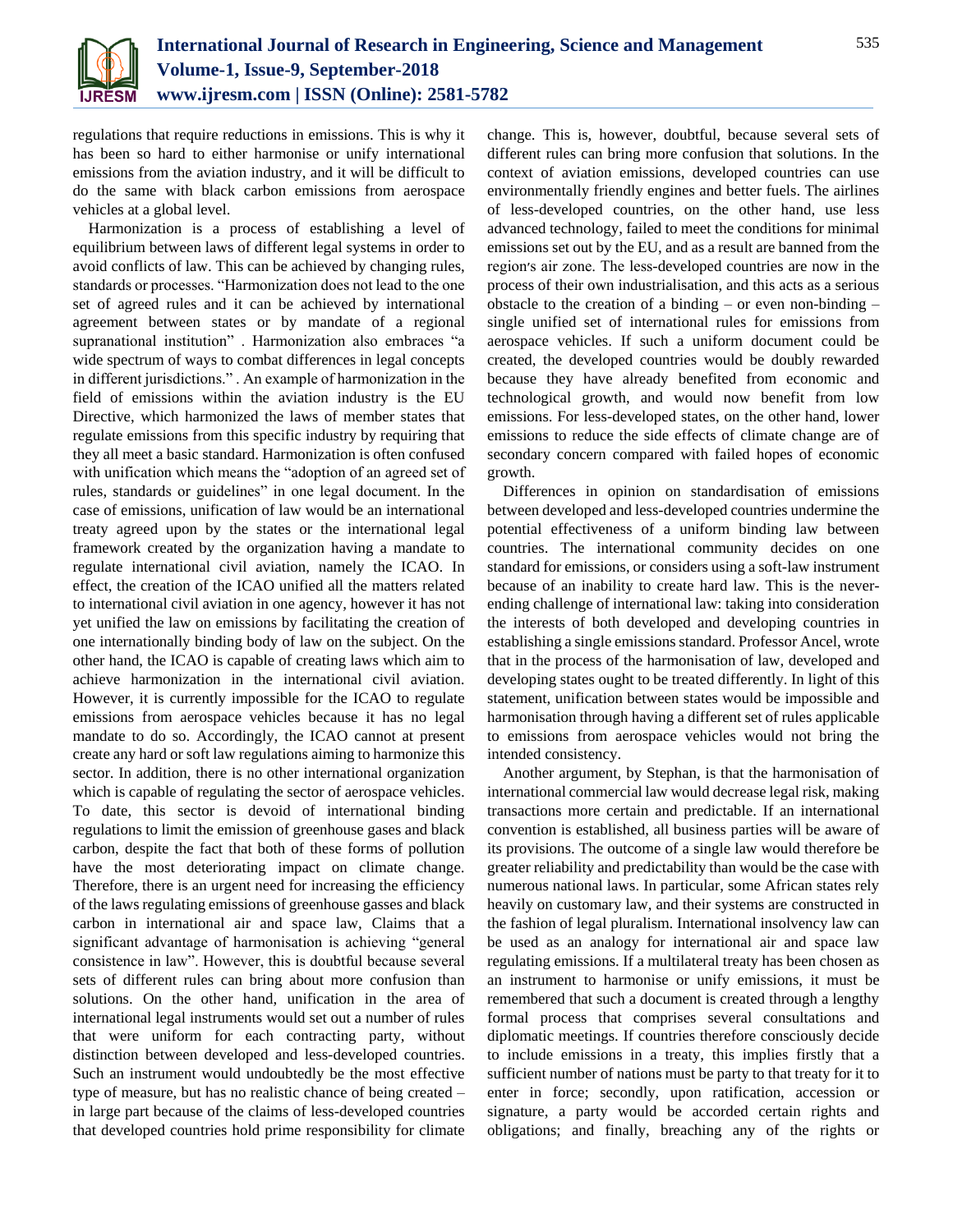regulations that require reductions in emissions. This is why it has been so hard to either harmonise or unify international emissions from the aviation industry, and it will be difficult to do the same with black carbon emissions from aerospace vehicles at a global level.

Harmonization is a process of establishing a level of equilibrium between laws of different legal systems in order to avoid conflicts of law. This can be achieved by changing rules, standards or processes. "Harmonization does not lead to the one set of agreed rules and it can be achieved by international agreement between states or by mandate of a regional supranational institution" . Harmonization also embraces "a wide spectrum of ways to combat differences in legal concepts in different jurisdictions." . An example of harmonization in the field of emissions within the aviation industry is the EU Directive, which harmonized the laws of member states that regulate emissions from this specific industry by requiring that they all meet a basic standard. Harmonization is often confused with unification which means the "adoption of an agreed set of rules, standards or guidelines" in one legal document. In the case of emissions, unification of law would be an international treaty agreed upon by the states or the international legal framework created by the organization having a mandate to regulate international civil aviation, namely the ICAO. In effect, the creation of the ICAO unified all the matters related to international civil aviation in one agency, however it has not yet unified the law on emissions by facilitating the creation of one internationally binding body of law on the subject. On the other hand, the ICAO is capable of creating laws which aim to achieve harmonization in the international civil aviation. However, it is currently impossible for the ICAO to regulate emissions from aerospace vehicles because it has no legal mandate to do so. Accordingly, the ICAO cannot at present create any hard or soft law regulations aiming to harmonize this sector. In addition, there is no other international organization which is capable of regulating the sector of aerospace vehicles. To date, this sector is devoid of international binding regulations to limit the emission of greenhouse gases and black carbon, despite the fact that both of these forms of pollution have the most deteriorating impact on climate change. Therefore, there is an urgent need for increasing the efficiency of the laws regulating emissions of greenhouse gasses and black carbon in international air and space law, Claims that a significant advantage of harmonisation is achieving "general consistence in law". However, this is doubtful because several sets of different rules can bring about more confusion than solutions. On the other hand, unification in the area of international legal instruments would set out a number of rules that were uniform for each contracting party, without distinction between developed and less-developed countries. Such an instrument would undoubtedly be the most effective type of measure, but has no realistic chance of being created – in large part because of the claims of less-developed countries that developed countries hold prime responsibility for climate change. This is, however, doubtful, because several sets of different rules can bring more confusion that solutions. In the context of aviation emissions, developed countries can use environmentally friendly engines and better fuels. The airlines of less-developed countries, on the other hand, use less advanced technology, failed to meet the conditions for minimal emissions set out by the EU, and as a result are banned from the region's air zone. The less-developed countries are now in the process of their own industrialisation, and this acts as a serious obstacle to the creation of a binding – or even non-binding – single unified set of international rules for emissions from aerospace vehicles. If such a uniform document could be created, the developed countries would be doubly rewarded because they have already benefited from economic and technological growth, and would now benefit from low emissions. For less-developed states, on the other hand, lower emissions to reduce the side effects of climate change are of secondary concern compared with failed hopes of economic growth.

Differences in opinion on standardisation of emissions between developed and less-developed countries undermine the potential effectiveness of a uniform binding law between countries. The international community decides on one standard for emissions, or considers using a soft-law instrument because of an inability to create hard law. This is the never-ending challenge of international law: taking into consideration the interests of both developed and developing countries in establishing a single emissions standard. Professor Ancel, wrote that in the process of the harmonisation of law, developed and developing states ought to be treated differently. In light of this statement, unification between states would be impossible and harmonisation through having a different set of rules applicable to emissions from aerospace vehicles would not bring the intended consistency.

Another argument, by Stephan, is that the harmonisation of international commercial law would decrease legal risk, making transactions more certain and predictable. If an international convention is established, all business parties will be aware of its provisions. The outcome of a single law would therefore be greater reliability and predictability than would be the case with numerous national laws. In particular, some African states rely heavily on customary law, and their systems are constructed in the fashion of legal pluralism. International insolvency law can be used as an analogy for international air and space law regulating emissions. If a multilateral treaty has been chosen as an instrument to harmonise or unify emissions, it must be remembered that such a document is created through a lengthy formal process that comprises several consultations and diplomatic meetings. If countries therefore consciously decide to include emissions in a treaty, this implies firstly that a sufficient number of nations must be party to that treaty for it to enter in force; secondly, upon ratification, accession or signature, a party would be accorded certain rights and obligations; and finally, breaching any of the rights or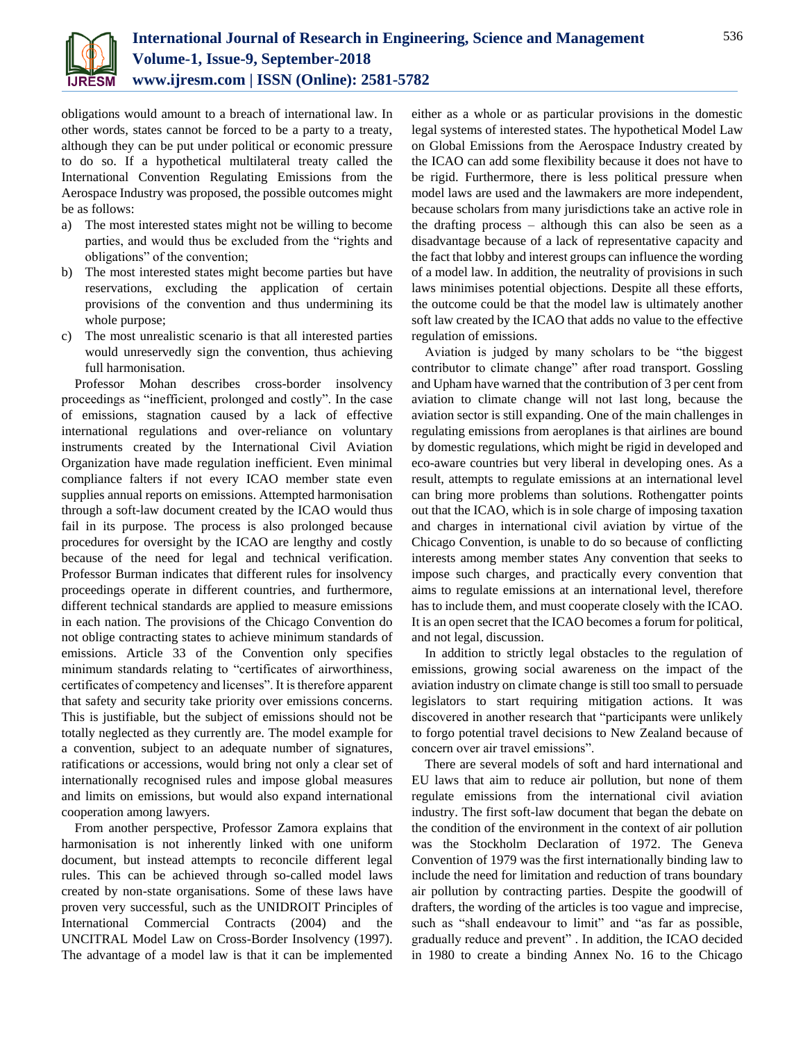obligations would amount to a breach of international law. In other words, states cannot be forced to be a party to a treaty, although they can be put under political or economic pressure to do so. If a hypothetical multilateral treaty called the International Convention Regulating Emissions from the Aerospace Industry was proposed, the possible outcomes might be as follows:

a) The most interested states might not be willing to become parties, and would thus be excluded from the "rights and obligations" of the convention;
b) The most interested states might become parties but have reservations, excluding the application of certain provisions of the convention and thus undermining its whole purpose;
c) The most unrealistic scenario is that all interested parties would unreservedly sign the convention, thus achieving full harmonisation.

Professor Mohan describes cross-border insolvency proceedings as "inefficient, prolonged and costly". In the case of emissions, stagnation caused by a lack of effective international regulations and over-reliance on voluntary instruments created by the International Civil Aviation Organization have made regulation inefficient. Even minimal compliance falters if not every ICAO member state even supplies annual reports on emissions. Attempted harmonisation through a soft-law document created by the ICAO would thus fail in its purpose. The process is also prolonged because procedures for oversight by the ICAO are lengthy and costly because of the need for legal and technical verification. Professor Burman indicates that different rules for insolvency proceedings operate in different countries, and furthermore, different technical standards are applied to measure emissions in each nation. The provisions of the Chicago Convention do not oblige contracting states to achieve minimum standards of emissions. Article 33 of the Convention only specifies minimum standards relating to "certificates of airworthiness, certificates of competency and licenses". It is therefore apparent that safety and security take priority over emissions concerns. This is justifiable, but the subject of emissions should not be totally neglected as they currently are. The model example for a convention, subject to an adequate number of signatures, ratifications or accessions, would bring not only a clear set of internationally recognised rules and impose global measures and limits on emissions, but would also expand international cooperation among lawyers.

From another perspective, Professor Zamora explains that harmonisation is not inherently linked with one uniform document, but instead attempts to reconcile different legal rules. This can be achieved through so-called model laws created by non-state organisations. Some of these laws have proven very successful, such as the UNIDROIT Principles of International Commercial Contracts (2004) and the UNCITRAL Model Law on Cross-Border Insolvency (1997). The advantage of a model law is that it can be implemented either as a whole or as particular provisions in the domestic legal systems of interested states. The hypothetical Model Law on Global Emissions from the Aerospace Industry created by the ICAO can add some flexibility because it does not have to be rigid. Furthermore, there is less political pressure when model laws are used and the lawmakers are more independent, because scholars from many jurisdictions take an active role in the drafting process – although this can also be seen as a disadvantage because of a lack of representative capacity and the fact that lobby and interest groups can influence the wording of a model law. In addition, the neutrality of provisions in such laws minimises potential objections. Despite all these efforts, the outcome could be that the model law is ultimately another soft law created by the ICAO that adds no value to the effective regulation of emissions.

Aviation is judged by many scholars to be "the biggest contributor to climate change" after road transport. Gossling and Upham have warned that the contribution of 3 per cent from aviation to climate change will not last long, because the aviation sector is still expanding. One of the main challenges in regulating emissions from aeroplanes is that airlines are bound by domestic regulations, which might be rigid in developed and eco-aware countries but very liberal in developing ones. As a result, attempts to regulate emissions at an international level can bring more problems than solutions. Rothengatter points out that the ICAO, which is in sole charge of imposing taxation and charges in international civil aviation by virtue of the Chicago Convention, is unable to do so because of conflicting interests among member states Any convention that seeks to impose such charges, and practically every convention that aims to regulate emissions at an international level, therefore has to include them, and must cooperate closely with the ICAO. It is an open secret that the ICAO becomes a forum for political, and not legal, discussion.

In addition to strictly legal obstacles to the regulation of emissions, growing social awareness on the impact of the aviation industry on climate change is still too small to persuade legislators to start requiring mitigation actions. It was discovered in another research that "participants were unlikely to forgo potential travel decisions to New Zealand because of concern over air travel emissions".

There are several models of soft and hard international and EU laws that aim to reduce air pollution, but none of them regulate emissions from the international civil aviation industry. The first soft-law document that began the debate on the condition of the environment in the context of air pollution was the Stockholm Declaration of 1972. The Geneva Convention of 1979 was the first internationally binding law to include the need for limitation and reduction of trans boundary air pollution by contracting parties. Despite the goodwill of drafters, the wording of the articles is too vague and imprecise, such as "shall endeavour to limit" and "as far as possible, gradually reduce and prevent" . In addition, the ICAO decided in 1980 to create a binding Annex No. 16 to the Chicago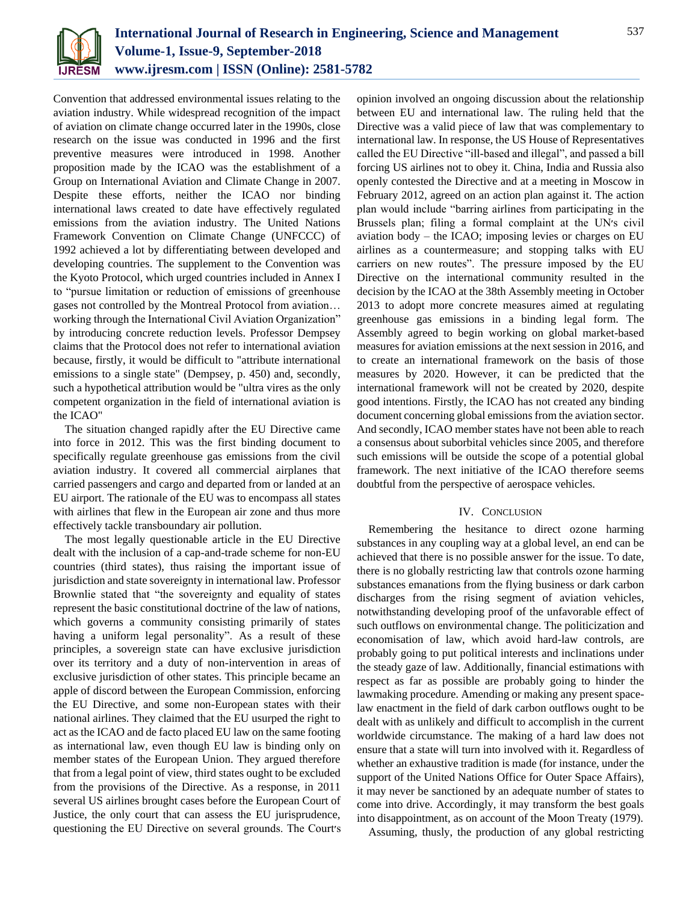Convention that addressed environmental issues relating to the aviation industry. While widespread recognition of the impact of aviation on climate change occurred later in the 1990s, close research on the issue was conducted in 1996 and the first preventive measures were introduced in 1998. Another proposition made by the ICAO was the establishment of a Group on International Aviation and Climate Change in 2007. Despite these efforts, neither the ICAO nor binding international laws created to date have effectively regulated emissions from the aviation industry. The United Nations Framework Convention on Climate Change (UNFCCC) of 1992 achieved a lot by differentiating between developed and developing countries. The supplement to the Convention was the Kyoto Protocol, which urged countries included in Annex I to "pursue limitation or reduction of emissions of greenhouse gases not controlled by the Montreal Protocol from aviation… working through the International Civil Aviation Organization" by introducing concrete reduction levels. Professor Dempsey claims that the Protocol does not refer to international aviation because, firstly, it would be difficult to "attribute international emissions to a single state" (Dempsey, p. 450) and, secondly, such a hypothetical attribution would be "ultra vires as the only competent organization in the field of international aviation is the ICAO"

The situation changed rapidly after the EU Directive came into force in 2012. This was the first binding document to specifically regulate greenhouse gas emissions from the civil aviation industry. It covered all commercial airplanes that carried passengers and cargo and departed from or landed at an EU airport. The rationale of the EU was to encompass all states with airlines that flew in the European air zone and thus more effectively tackle transboundary air pollution.

The most legally questionable article in the EU Directive dealt with the inclusion of a cap-and-trade scheme for non-EU countries (third states), thus raising the important issue of jurisdiction and state sovereignty in international law. Professor Brownlie stated that "the sovereignty and equality of states represent the basic constitutional doctrine of the law of nations, which governs a community consisting primarily of states having a uniform legal personality". As a result of these principles, a sovereign state can have exclusive jurisdiction over its territory and a duty of non-intervention in areas of exclusive jurisdiction of other states. This principle became an apple of discord between the European Commission, enforcing the EU Directive, and some non-European states with their national airlines. They claimed that the EU usurped the right to act as the ICAO and de facto placed EU law on the same footing as international law, even though EU law is binding only on member states of the European Union. They argued therefore that from a legal point of view, third states ought to be excluded from the provisions of the Directive. As a response, in 2011 several US airlines brought cases before the European Court of Justice, the only court that can assess the EU jurisprudence, questioning the EU Directive on several grounds. The Court's opinion involved an ongoing discussion about the relationship between EU and international law. The ruling held that the Directive was a valid piece of law that was complementary to international law. In response, the US House of Representatives called the EU Directive "ill-based and illegal", and passed a bill forcing US airlines not to obey it. China, India and Russia also openly contested the Directive and at a meeting in Moscow in February 2012, agreed on an action plan against it. The action plan would include "barring airlines from participating in the Brussels plan; filing a formal complaint at the UN's civil aviation body – the ICAO; imposing levies or charges on EU airlines as a countermeasure; and stopping talks with EU carriers on new routes". The pressure imposed by the EU Directive on the international community resulted in the decision by the ICAO at the 38th Assembly meeting in October 2013 to adopt more concrete measures aimed at regulating greenhouse gas emissions in a binding legal form. The Assembly agreed to begin working on global market-based measures for aviation emissions at the next session in 2016, and to create an international framework on the basis of those measures by 2020. However, it can be predicted that the international framework will not be created by 2020, despite good intentions. Firstly, the ICAO has not created any binding document concerning global emissions from the aviation sector. And secondly, ICAO member states have not been able to reach a consensus about suborbital vehicles since 2005, and therefore such emissions will be outside the scope of a potential global framework. The next initiative of the ICAO therefore seems doubtful from the perspective of aerospace vehicles.

## IV. Conclusion

Remembering the hesitance to direct ozone harming substances in any coupling way at a global level, an end can be achieved that there is no possible answer for the issue. To date, there is no globally restricting law that controls ozone harming substances emanations from the flying business or dark carbon discharges from the rising segment of aviation vehicles, notwithstanding developing proof of the unfavorable effect of such outflows on environmental change. The politicization and economisation of law, which avoid hard-law controls, are probably going to put political interests and inclinations under the steady gaze of law. Additionally, financial estimations with respect as far as possible are probably going to hinder the lawmaking procedure. Amending or making any present space-law enactment in the field of dark carbon outflows ought to be dealt with as unlikely and difficult to accomplish in the current worldwide circumstance. The making of a hard law does not ensure that a state will turn into involved with it. Regardless of whether an exhaustive tradition is made (for instance, under the support of the United Nations Office for Outer Space Affairs), it may never be sanctioned by an adequate number of states to come into drive. Accordingly, it may transform the best goals into disappointment, as on account of the Moon Treaty (1979).

Assuming, thusly, the production of any global restricting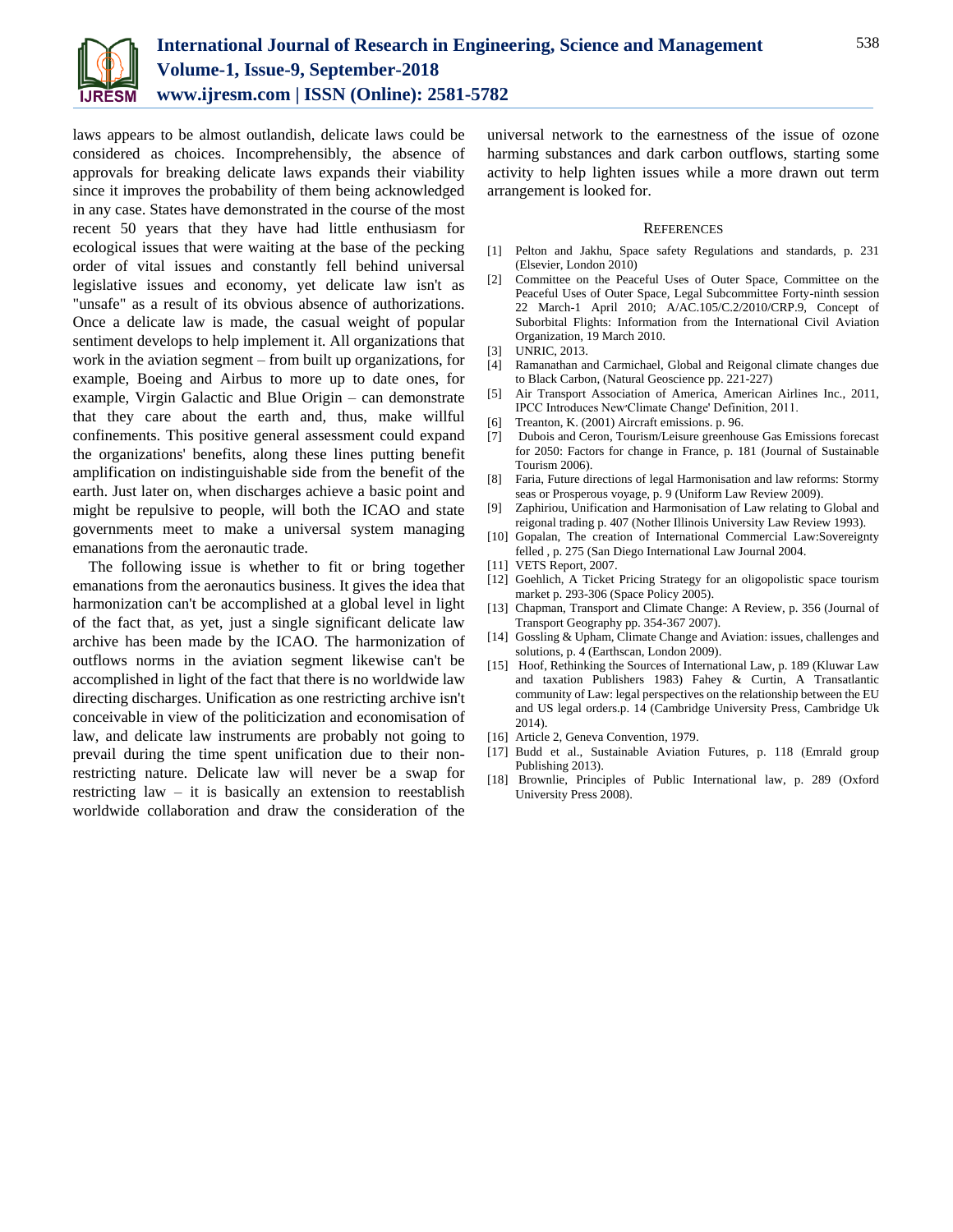laws appears to be almost outlandish, delicate laws could be considered as choices. Incomprehensibly, the absence of approvals for breaking delicate laws expands their viability since it improves the probability of them being acknowledged in any case. States have demonstrated in the course of the most recent 50 years that they have had little enthusiasm for ecological issues that were waiting at the base of the pecking order of vital issues and constantly fell behind universal legislative issues and economy, yet delicate law isn't as "unsafe" as a result of its obvious absence of authorizations. Once a delicate law is made, the casual weight of popular sentiment develops to help implement it. All organizations that work in the aviation segment – from built up organizations, for example, Boeing and Airbus to more up to date ones, for example, Virgin Galactic and Blue Origin – can demonstrate that they care about the earth and, thus, make willful confinements. This positive general assessment could expand the organizations' benefits, along these lines putting benefit amplification on indistinguishable side from the benefit of the earth. Just later on, when discharges achieve a basic point and might be repulsive to people, will both the ICAO and state governments meet to make a universal system managing emanations from the aeronautic trade.

The following issue is whether to fit or bring together emanations from the aeronautics business. It gives the idea that harmonization can't be accomplished at a global level in light of the fact that, as yet, just a single significant delicate law archive has been made by the ICAO. The harmonization of outflows norms in the aviation segment likewise can't be accomplished in light of the fact that there is no worldwide law directing discharges. Unification as one restricting archive isn't conceivable in view of the politicization and economisation of law, and delicate law instruments are probably not going to prevail during the time spent unification due to their non-restricting nature. Delicate law will never be a swap for restricting law – it is basically an extension to reestablish worldwide collaboration and draw the consideration of the universal network to the earnestness of the issue of ozone harming substances and dark carbon outflows, starting some activity to help lighten issues while a more drawn out term arrangement is looked for.

## References

[1] Pelton and Jakhu, Space safety Regulations and standards, p. 231 (Elsevier, London 2010)

[2] Committee on the Peaceful Uses of Outer Space, Committee on the Peaceful Uses of Outer Space, Legal Subcommittee Forty-ninth session 22 March-1 April 2010; A/AC.105/C.2/2010/CRP.9, Concept of Suborbital Flights: Information from the International Civil Aviation Organization, 19 March 2010.

[3] UNRIC, 2013.

[4] Ramanathan and Carmichael, Global and Reigonal climate changes due to Black Carbon, (Natural Geoscience pp. 221-227)

[5] Air Transport Association of America, American Airlines Inc., 2011, IPCC Introduces New'Climate Change' Definition, 2011.

[6] Treanton, K. (2001) Aircraft emissions. p. 96.

[7] Dubois and Ceron, Tourism/Leisure greenhouse Gas Emissions forecast for 2050: Factors for change in France, p. 181 (Journal of Sustainable Tourism 2006).

[8] Faria, Future directions of legal Harmonisation and law reforms: Stormy seas or Prosperous voyage, p. 9 (Uniform Law Review 2009).

[9] Zaphiriou, Unification and Harmonisation of Law relating to Global and reigonal trading p. 407 (Nother Illinois University Law Review 1993).

[10] Gopalan, The creation of International Commercial Law:Sovereignty felled , p. 275 (San Diego International Law Journal 2004.

[11] VETS Report, 2007.

[12] Goehlich, A Ticket Pricing Strategy for an oligopolistic space tourism market p. 293-306 (Space Policy 2005).

[13] Chapman, Transport and Climate Change: A Review, p. 356 (Journal of Transport Geography pp. 354-367 2007).

[14] Gossling & Upham, Climate Change and Aviation: issues, challenges and solutions, p. 4 (Earthscan, London 2009).

[15] Hoof, Rethinking the Sources of International Law, p. 189 (Kluwar Law and taxation Publishers 1983) Fahey & Curtin, A Transatlantic community of Law: legal perspectives on the relationship between the EU and US legal orders.p. 14 (Cambridge University Press, Cambridge Uk 2014).

[16] Article 2, Geneva Convention, 1979.

[17] Budd et al., Sustainable Aviation Futures, p. 118 (Emrald group Publishing 2013).

[18] Brownlie, Principles of Public International law, p. 289 (Oxford University Press 2008).